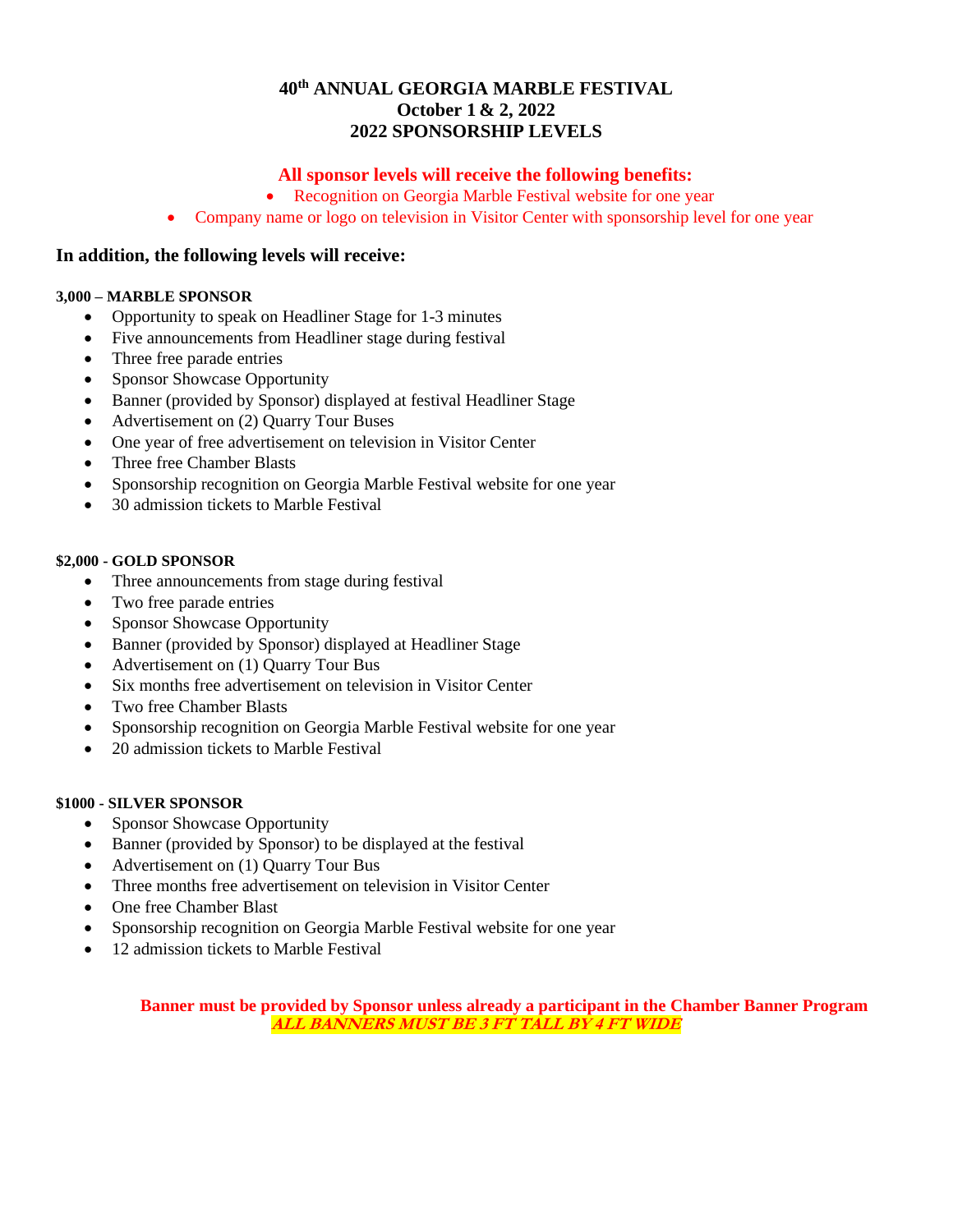# 40th ANNUAL GEORGIA MARBLE FESTIVAL
## October 1 & 2, 2022
## 2022 SPONSORSHIP LEVELS

**All sponsor levels will receive the following benefits:**

- Recognition on Georgia Marble Festival website for one year
- Company name or logo on television in Visitor Center with sponsorship level for one year

### In addition, the following levels will receive:

**3,000 – MARBLE SPONSOR**

- Opportunity to speak on Headliner Stage for 1-3 minutes
- Five announcements from Headliner stage during festival
- Three free parade entries
- Sponsor Showcase Opportunity
- Banner (provided by Sponsor) displayed at festival Headliner Stage
- Advertisement on (2) Quarry Tour Buses
- One year of free advertisement on television in Visitor Center
- Three free Chamber Blasts
- Sponsorship recognition on Georgia Marble Festival website for one year
- 30 admission tickets to Marble Festival

**$2,000 - GOLD SPONSOR**

- Three announcements from stage during festival
- Two free parade entries
- Sponsor Showcase Opportunity
- Banner (provided by Sponsor) displayed at Headliner Stage
- Advertisement on (1) Quarry Tour Bus
- Six months free advertisement on television in Visitor Center
- Two free Chamber Blasts
- Sponsorship recognition on Georgia Marble Festival website for one year
- 20 admission tickets to Marble Festival

**$1000 - SILVER SPONSOR**

- Sponsor Showcase Opportunity
- Banner (provided by Sponsor) to be displayed at the festival
- Advertisement on (1) Quarry Tour Bus
- Three months free advertisement on television in Visitor Center
- One free Chamber Blast
- Sponsorship recognition on Georgia Marble Festival website for one year
- 12 admission tickets to Marble Festival

**Banner must be provided by Sponsor unless already a participant in the Chamber Banner Program**
***ALL BANNERS MUST BE 3 FT TALL BY 4 FT WIDE***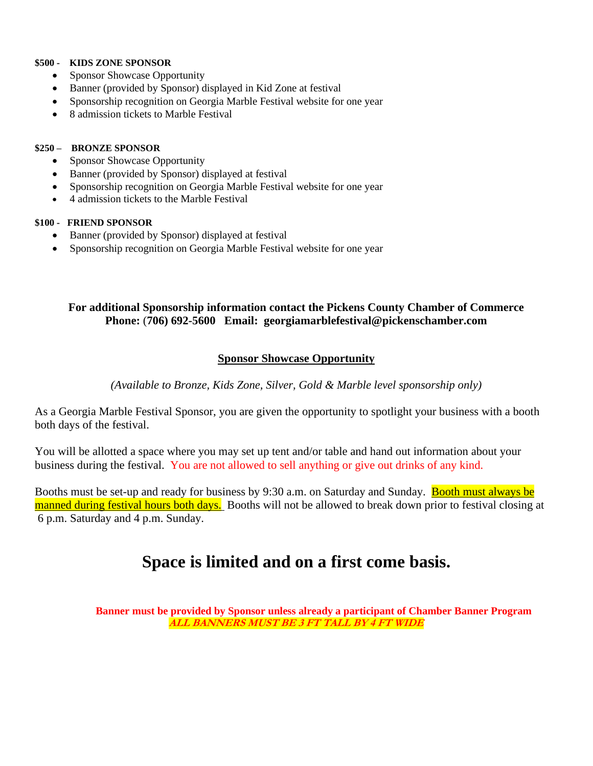**$500 - KIDS ZONE SPONSOR**

- Sponsor Showcase Opportunity
- Banner (provided by Sponsor) displayed in Kid Zone at festival
- Sponsorship recognition on Georgia Marble Festival website for one year
- 8 admission tickets to Marble Festival

**$250 – BRONZE SPONSOR**

- Sponsor Showcase Opportunity
- Banner (provided by Sponsor) displayed at festival
- Sponsorship recognition on Georgia Marble Festival website for one year
- 4 admission tickets to the Marble Festival

**$100 - FRIEND SPONSOR**

- Banner (provided by Sponsor) displayed at festival
- Sponsorship recognition on Georgia Marble Festival website for one year

**For additional Sponsorship information contact the Pickens County Chamber of Commerce**
**Phone: (706) 692-5600 Email: georgiamarblefestival@pickenschamber.com**

## Sponsor Showcase Opportunity

*(Available to Bronze, Kids Zone, Silver, Gold & Marble level sponsorship only)*

As a Georgia Marble Festival Sponsor, you are given the opportunity to spotlight your business with a booth both days of the festival.

You will be allotted a space where you may set up tent and/or table and hand out information about your business during the festival. You are not allowed to sell anything or give out drinks of any kind.

Booths must be set-up and ready for business by 9:30 a.m. on Saturday and Sunday. Booth must always be manned during festival hours both days. Booths will not be allowed to break down prior to festival closing at 6 p.m. Saturday and 4 p.m. Sunday.

# Space is limited and on a first come basis.

**Banner must be provided by Sponsor unless already a participant of Chamber Banner Program**
***ALL BANNERS MUST BE 3 FT TALL BY 4 FT WIDE***